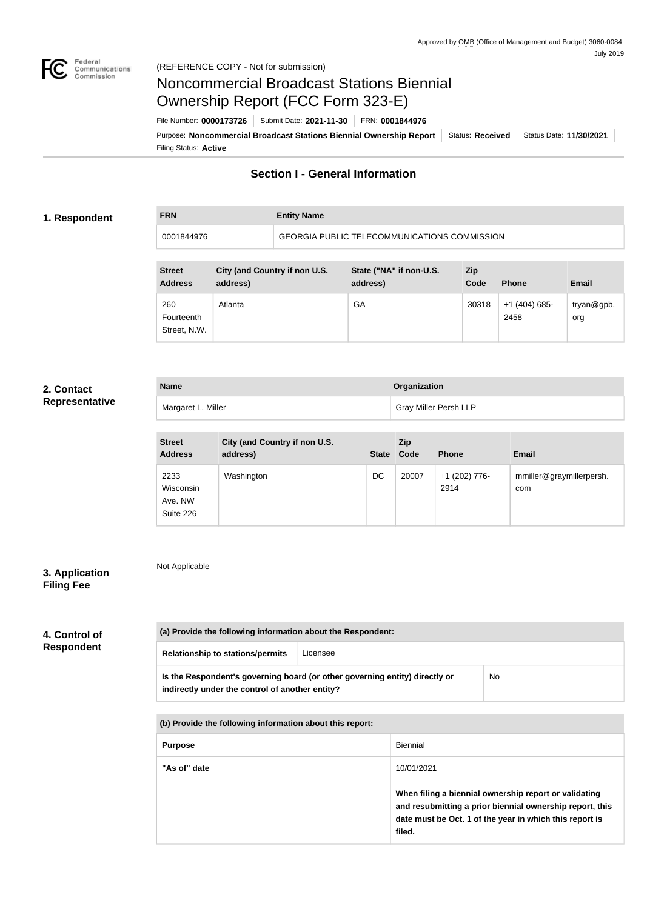Approved by OMB (Office of Management and Budget) 3060-0084
July 2019

(REFERENCE COPY - Not for submission)

# Noncommercial Broadcast Stations Biennial Ownership Report (FCC Form 323-E)

File Number: **0000173726** | Submit Date: **2021-11-30** | FRN: **0001844976**

Purpose: **Noncommercial Broadcast Stations Biennial Ownership Report** | Status: **Received** | Status Date: **11/30/2021**

Filing Status: **Active**

## Section I - General Information

### 1. Respondent

| FRN | Entity Name |
| --- | --- |
| 0001844976 | GEORGIA PUBLIC TELECOMMUNICATIONS COMMISSION |

| Street Address | City (and Country if non U.S. address) | State ("NA" if non-U.S. address) | Zip Code | Phone | Email |
| --- | --- | --- | --- | --- | --- |
| 260 Fourteenth Street, N.W. | Atlanta | GA | 30318 | +1 (404) 685-2458 | tryan@gpb.org |

### 2. Contact Representative

| Name | Organization |
| --- | --- |
| Margaret L. Miller | Gray Miller Persh LLP |

| Street Address | City (and Country if non U.S. address) | State | Zip Code | Phone | Email |
| --- | --- | --- | --- | --- | --- |
| 2233 Wisconsin Ave. NW Suite 226 | Washington | DC | 20007 | +1 (202) 776-2914 | mmiller@graymillerpersh.com |

### 3. Application Filing Fee

Not Applicable

### 4. Control of Respondent

| (a) Provide the following information about the Respondent: | |
| --- | --- |
| Relationship to stations/permits | Licensee |
| Is the Respondent's governing board (or other governing entity) directly or indirectly under the control of another entity? | No |

| (b) Provide the following information about this report: | |
| --- | --- |
| Purpose | Biennial |
| "As of" date | 10/01/2021<br><br>**When filing a biennial ownership report or validating and resubmitting a prior biennial ownership report, this date must be Oct. 1 of the year in which this report is filed.** |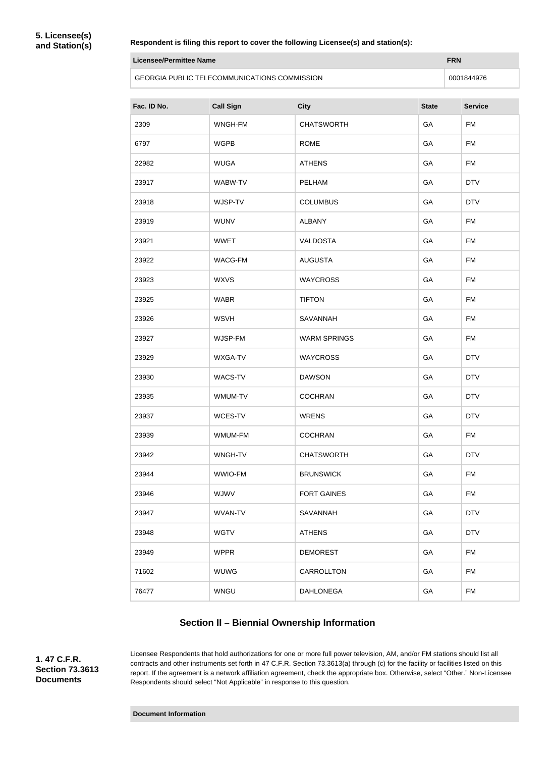**5. Licensee(s) and Station(s)**

**Respondent is filing this report to cover the following Licensee(s) and station(s):**

| Licensee/Permittee Name | FRN |
| --- | --- |
| GEORGIA PUBLIC TELECOMMUNICATIONS COMMISSION | 0001844976 |

| Fac. ID No. | Call Sign | City | State | Service |
| --- | --- | --- | --- | --- |
| 2309 | WNGH-FM | CHATSWORTH | GA | FM |
| 6797 | WGPB | ROME | GA | FM |
| 22982 | WUGA | ATHENS | GA | FM |
| 23917 | WABW-TV | PELHAM | GA | DTV |
| 23918 | WJSP-TV | COLUMBUS | GA | DTV |
| 23919 | WUNV | ALBANY | GA | FM |
| 23921 | WWET | VALDOSTA | GA | FM |
| 23922 | WACG-FM | AUGUSTA | GA | FM |
| 23923 | WXVS | WAYCROSS | GA | FM |
| 23925 | WABR | TIFTON | GA | FM |
| 23926 | WSVH | SAVANNAH | GA | FM |
| 23927 | WJSP-FM | WARM SPRINGS | GA | FM |
| 23929 | WXGA-TV | WAYCROSS | GA | DTV |
| 23930 | WACS-TV | DAWSON | GA | DTV |
| 23935 | WMUM-TV | COCHRAN | GA | DTV |
| 23937 | WCES-TV | WRENS | GA | DTV |
| 23939 | WMUM-FM | COCHRAN | GA | FM |
| 23942 | WNGH-TV | CHATSWORTH | GA | DTV |
| 23944 | WWIO-FM | BRUNSWICK | GA | FM |
| 23946 | WJWV | FORT GAINES | GA | FM |
| 23947 | WVAN-TV | SAVANNAH | GA | DTV |
| 23948 | WGTV | ATHENS | GA | DTV |
| 23949 | WPPR | DEMOREST | GA | FM |
| 71602 | WUWG | CARROLLTON | GA | FM |
| 76477 | WNGU | DAHLONEGA | GA | FM |

## Section II – Biennial Ownership Information

**1. 47 C.F.R. Section 73.3613 Documents**

Licensee Respondents that hold authorizations for one or more full power television, AM, and/or FM stations should list all contracts and other instruments set forth in 47 C.F.R. Section 73.3613(a) through (c) for the facility or facilities listed on this report. If the agreement is a network affiliation agreement, check the appropriate box. Otherwise, select "Other." Non-Licensee Respondents should select "Not Applicable" in response to this question.

| Document Information |
| --- |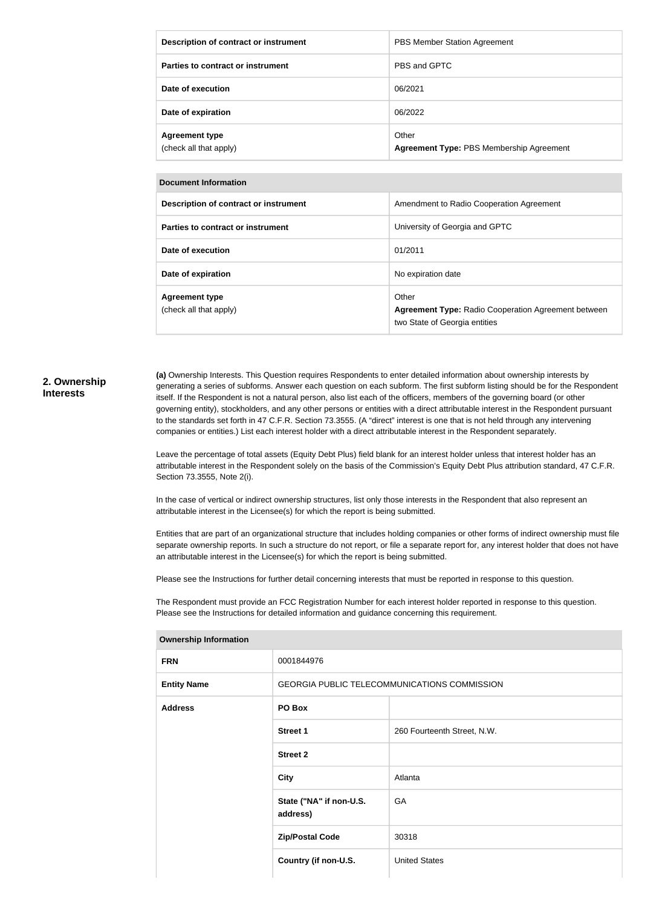| Description of contract or instrument | PBS Member Station Agreement |
|---|---|
| Parties to contract or instrument | PBS and GPTC |
| Date of execution | 06/2021 |
| Date of expiration | 06/2022 |
| **Agreement type** (check all that apply) | Other **Agreement Type:** PBS Membership Agreement |

| Document Information | |
|---|---|
| **Description of contract or instrument** | Amendment to Radio Cooperation Agreement |
| **Parties to contract or instrument** | University of Georgia and GPTC |
| **Date of execution** | 01/2011 |
| **Date of expiration** | No expiration date |
| **Agreement type** (check all that apply) | Other **Agreement Type:** Radio Cooperation Agreement between two State of Georgia entities |

## 2. Ownership Interests

**(a)** Ownership Interests. This Question requires Respondents to enter detailed information about ownership interests by generating a series of subforms. Answer each question on each subform. The first subform listing should be for the Respondent itself. If the Respondent is not a natural person, also list each of the officers, members of the governing board (or other governing entity), stockholders, and any other persons or entities with a direct attributable interest in the Respondent pursuant to the standards set forth in 47 C.F.R. Section 73.3555. (A "direct" interest is one that is not held through any intervening companies or entities.) List each interest holder with a direct attributable interest in the Respondent separately.

Leave the percentage of total assets (Equity Debt Plus) field blank for an interest holder unless that interest holder has an attributable interest in the Respondent solely on the basis of the Commission's Equity Debt Plus attribution standard, 47 C.F.R. Section 73.3555, Note 2(i).

In the case of vertical or indirect ownership structures, list only those interests in the Respondent that also represent an attributable interest in the Licensee(s) for which the report is being submitted.

Entities that are part of an organizational structure that includes holding companies or other forms of indirect ownership must file separate ownership reports. In such a structure do not report, or file a separate report for, any interest holder that does not have an attributable interest in the Licensee(s) for which the report is being submitted.

Please see the Instructions for further detail concerning interests that must be reported in response to this question.

The Respondent must provide an FCC Registration Number for each interest holder reported in response to this question. Please see the Instructions for detailed information and guidance concerning this requirement.

| Ownership Information | | |
|---|---|---|
| **FRN** | 0001844976 | |
| **Entity Name** | GEORGIA PUBLIC TELECOMMUNICATIONS COMMISSION | |
| **Address** | **PO Box** | |
| | **Street 1** | 260 Fourteenth Street, N.W. |
| | **Street 2** | |
| | **City** | Atlanta |
| | **State ("NA" if non-U.S. address)** | GA |
| | **Zip/Postal Code** | 30318 |
| | **Country (if non-U.S.** | United States |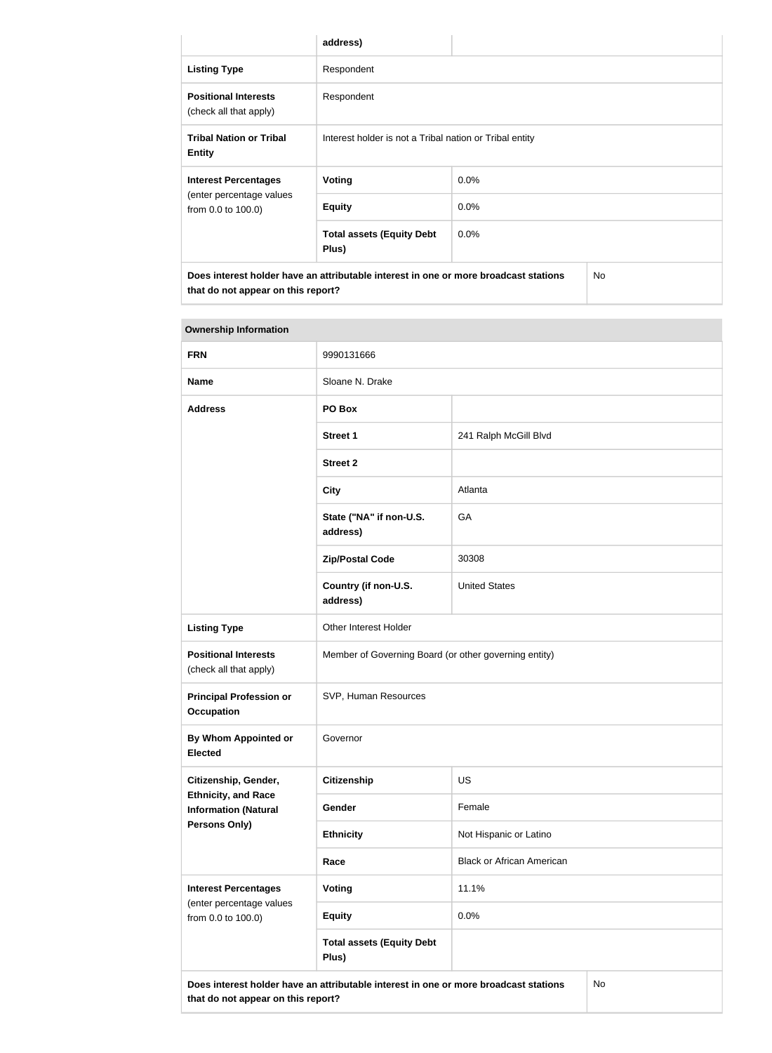| | address) | |
|---|---|---|
| **Listing Type** | Respondent | |
| **Positional Interests** (check all that apply) | Respondent | |
| **Tribal Nation or Tribal Entity** | Interest holder is not a Tribal nation or Tribal entity | |
| **Interest Percentages** (enter percentage values from 0.0 to 100.0) | **Voting** | 0.0% |
| | **Equity** | 0.0% |
| | **Total assets (Equity Debt Plus)** | 0.0% |
| **Does interest holder have an attributable interest in one or more broadcast stations that do not appear on this report?** | | No |

| **Ownership Information** | | |
|---|---|---|
| **FRN** | 9990131666 | |
| **Name** | Sloane N. Drake | |
| **Address** | **PO Box** | |
| | **Street 1** | 241 Ralph McGill Blvd |
| | **Street 2** | |
| | **City** | Atlanta |
| | **State ("NA" if non-U.S. address)** | GA |
| | **Zip/Postal Code** | 30308 |
| | **Country (if non-U.S. address)** | United States |
| **Listing Type** | Other Interest Holder | |
| **Positional Interests** (check all that apply) | Member of Governing Board (or other governing entity) | |
| **Principal Profession or Occupation** | SVP, Human Resources | |
| **By Whom Appointed or Elected** | Governor | |
| **Citizenship, Gender, Ethnicity, and Race Information (Natural Persons Only)** | **Citizenship** | US |
| | **Gender** | Female |
| | **Ethnicity** | Not Hispanic or Latino |
| | **Race** | Black or African American |
| **Interest Percentages** (enter percentage values from 0.0 to 100.0) | **Voting** | 11.1% |
| | **Equity** | 0.0% |
| | **Total assets (Equity Debt Plus)** | |
| **Does interest holder have an attributable interest in one or more broadcast stations that do not appear on this report?** | | No |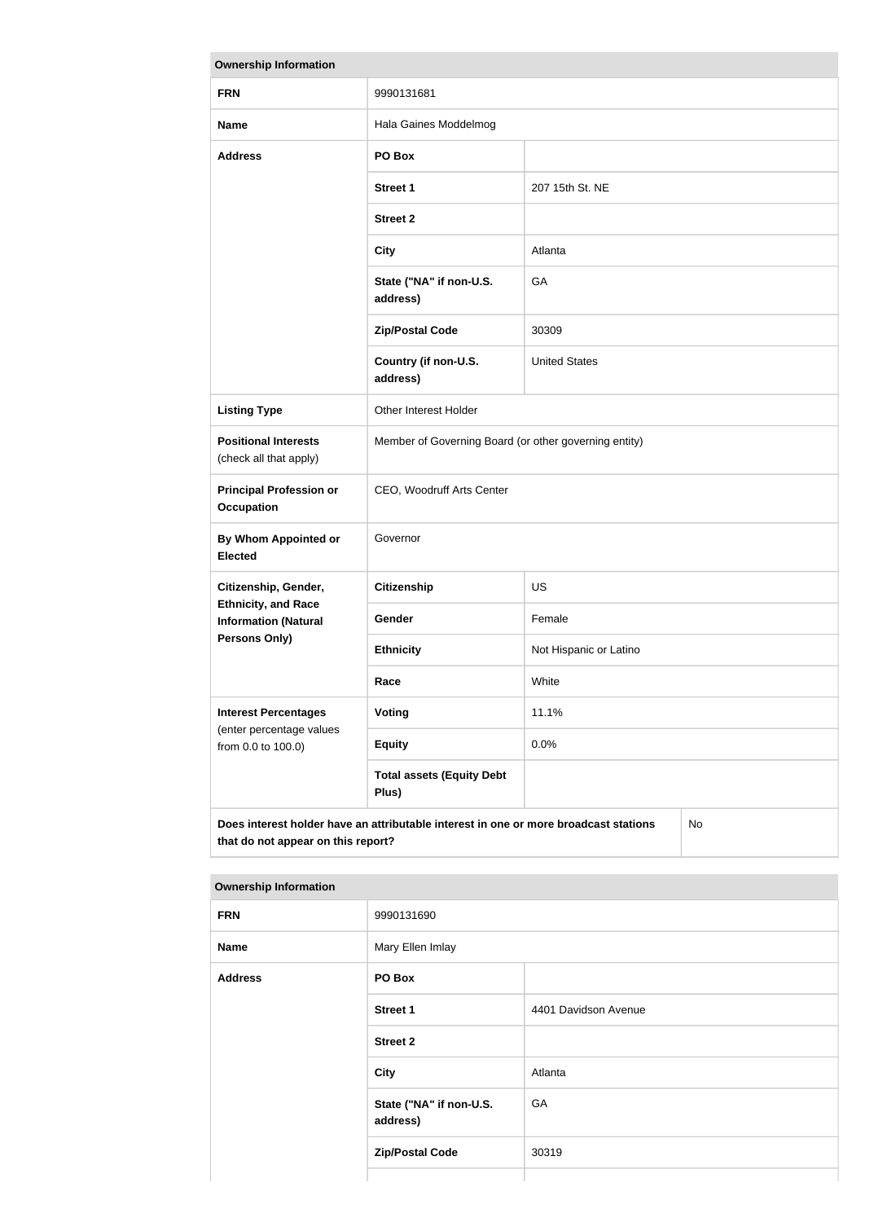| Ownership Information | | |
|---|---|---|
| **FRN** | 9990131681 | |
| **Name** | Hala Gaines Moddelmog | |
| **Address** | **PO Box** | |
| | **Street 1** | 207 15th St. NE |
| | **Street 2** | |
| | **City** | Atlanta |
| | **State ("NA" if non-U.S. address)** | GA |
| | **Zip/Postal Code** | 30309 |
| | **Country (if non-U.S. address)** | United States |
| **Listing Type** | Other Interest Holder | |
| **Positional Interests** (check all that apply) | Member of Governing Board (or other governing entity) | |
| **Principal Profession or Occupation** | CEO, Woodruff Arts Center | |
| **By Whom Appointed or Elected** | Governor | |
| **Citizenship, Gender, Ethnicity, and Race Information (Natural Persons Only)** | **Citizenship** | US |
| | **Gender** | Female |
| | **Ethnicity** | Not Hispanic or Latino |
| | **Race** | White |
| **Interest Percentages** (enter percentage values from 0.0 to 100.0) | **Voting** | 11.1% |
| | **Equity** | 0.0% |
| | **Total assets (Equity Debt Plus)** | |
| **Does interest holder have an attributable interest in one or more broadcast stations that do not appear on this report?** | | No |

| Ownership Information | | |
|---|---|---|
| **FRN** | 9990131690 | |
| **Name** | Mary Ellen Imlay | |
| **Address** | **PO Box** | |
| | **Street 1** | 4401 Davidson Avenue |
| | **Street 2** | |
| | **City** | Atlanta |
| | **State ("NA" if non-U.S. address)** | GA |
| | **Zip/Postal Code** | 30319 |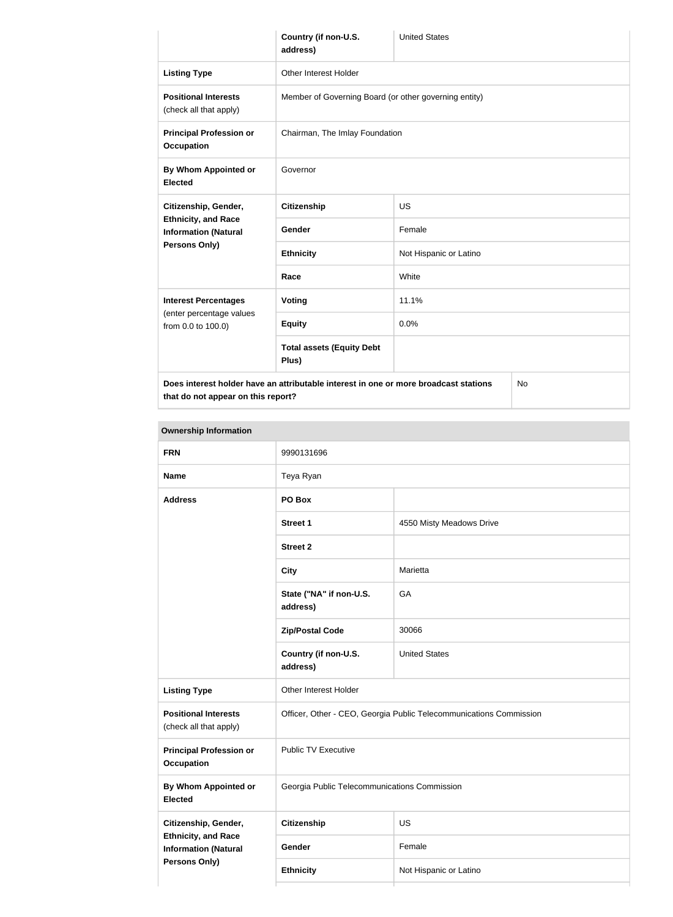| | | |
|---|---|---|
| | **Country (if non-U.S. address)** | United States |
| **Listing Type** | Other Interest Holder | |
| **Positional Interests** (check all that apply) | Member of Governing Board (or other governing entity) | |
| **Principal Profession or Occupation** | Chairman, The Imlay Foundation | |
| **By Whom Appointed or Elected** | Governor | |
| **Citizenship, Gender, Ethnicity, and Race Information (Natural Persons Only)** | **Citizenship** | US |
| | **Gender** | Female |
| | **Ethnicity** | Not Hispanic or Latino |
| | **Race** | White |
| **Interest Percentages** (enter percentage values from 0.0 to 100.0) | **Voting** | 11.1% |
| | **Equity** | 0.0% |
| | **Total assets (Equity Debt Plus)** | |
| **Does interest holder have an attributable interest in one or more broadcast stations that do not appear on this report?** | | No |

**Ownership Information**

| | | |
|---|---|---|
| **FRN** | 9990131696 | |
| **Name** | Teya Ryan | |
| **Address** | **PO Box** | |
| | **Street 1** | 4550 Misty Meadows Drive |
| | **Street 2** | |
| | **City** | Marietta |
| | **State ("NA" if non-U.S. address)** | GA |
| | **Zip/Postal Code** | 30066 |
| | **Country (if non-U.S. address)** | United States |
| **Listing Type** | Other Interest Holder | |
| **Positional Interests** (check all that apply) | Officer, Other - CEO, Georgia Public Telecommunications Commission | |
| **Principal Profession or Occupation** | Public TV Executive | |
| **By Whom Appointed or Elected** | Georgia Public Telecommunications Commission | |
| **Citizenship, Gender, Ethnicity, and Race Information (Natural Persons Only)** | **Citizenship** | US |
| | **Gender** | Female |
| | **Ethnicity** | Not Hispanic or Latino |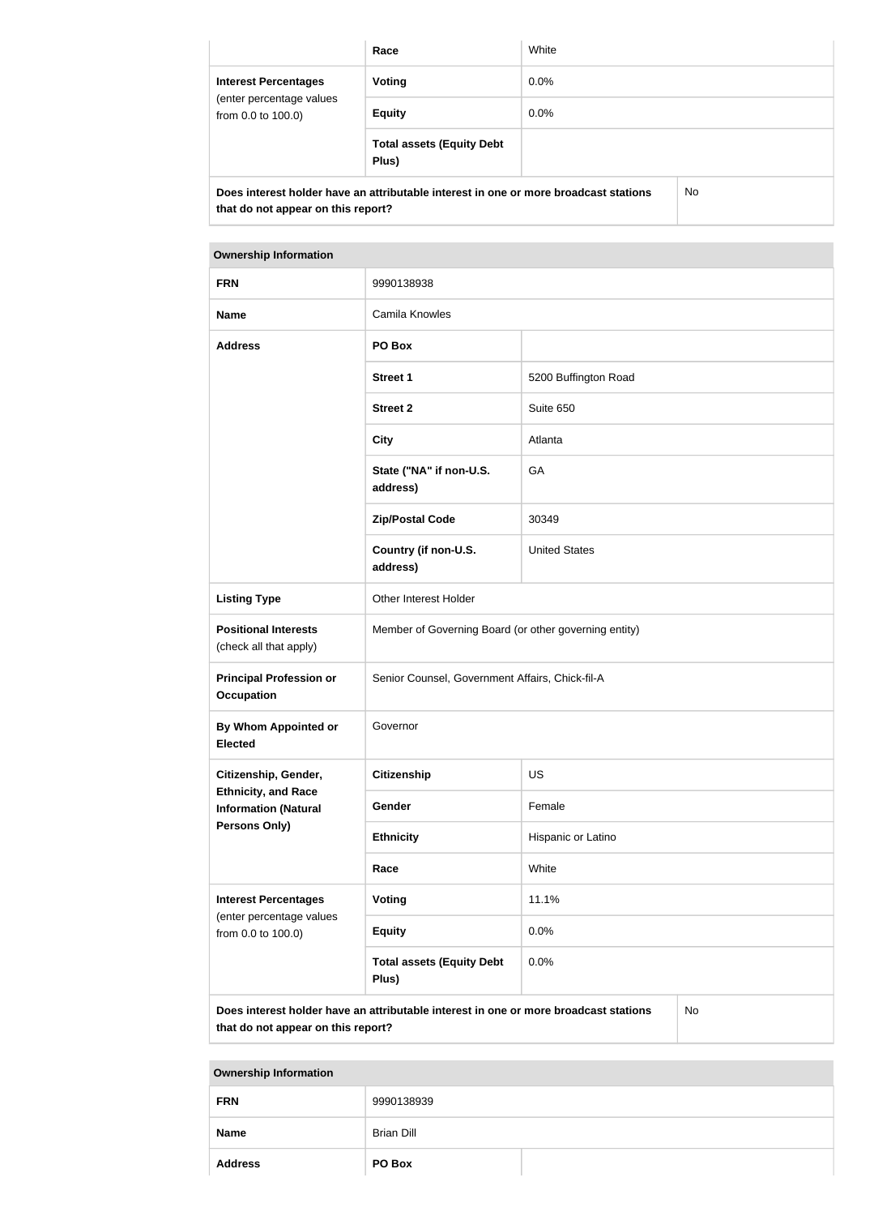| | Race | White |
|---|---|---|
| **Interest Percentages** (enter percentage values from 0.0 to 100.0) | **Voting** | 0.0% |
| | **Equity** | 0.0% |
| | **Total assets (Equity Debt Plus)** | |
| **Does interest holder have an attributable interest in one or more broadcast stations that do not appear on this report?** | | No |

| **Ownership Information** | | |
|---|---|---|
| **FRN** | 9990138938 | |
| **Name** | Camila Knowles | |
| **Address** | **PO Box** | |
| | **Street 1** | 5200 Buffington Road |
| | **Street 2** | Suite 650 |
| | **City** | Atlanta |
| | **State ("NA" if non-U.S. address)** | GA |
| | **Zip/Postal Code** | 30349 |
| | **Country (if non-U.S. address)** | United States |
| **Listing Type** | Other Interest Holder | |
| **Positional Interests** (check all that apply) | Member of Governing Board (or other governing entity) | |
| **Principal Profession or Occupation** | Senior Counsel, Government Affairs, Chick-fil-A | |
| **By Whom Appointed or Elected** | Governor | |
| **Citizenship, Gender, Ethnicity, and Race Information (Natural Persons Only)** | **Citizenship** | US |
| | **Gender** | Female |
| | **Ethnicity** | Hispanic or Latino |
| | **Race** | White |
| **Interest Percentages** (enter percentage values from 0.0 to 100.0) | **Voting** | 11.1% |
| | **Equity** | 0.0% |
| | **Total assets (Equity Debt Plus)** | 0.0% |
| **Does interest holder have an attributable interest in one or more broadcast stations that do not appear on this report?** | | No |

| **Ownership Information** | | |
|---|---|---|
| **FRN** | 9990138939 | |
| **Name** | Brian Dill | |
| **Address** | **PO Box** | |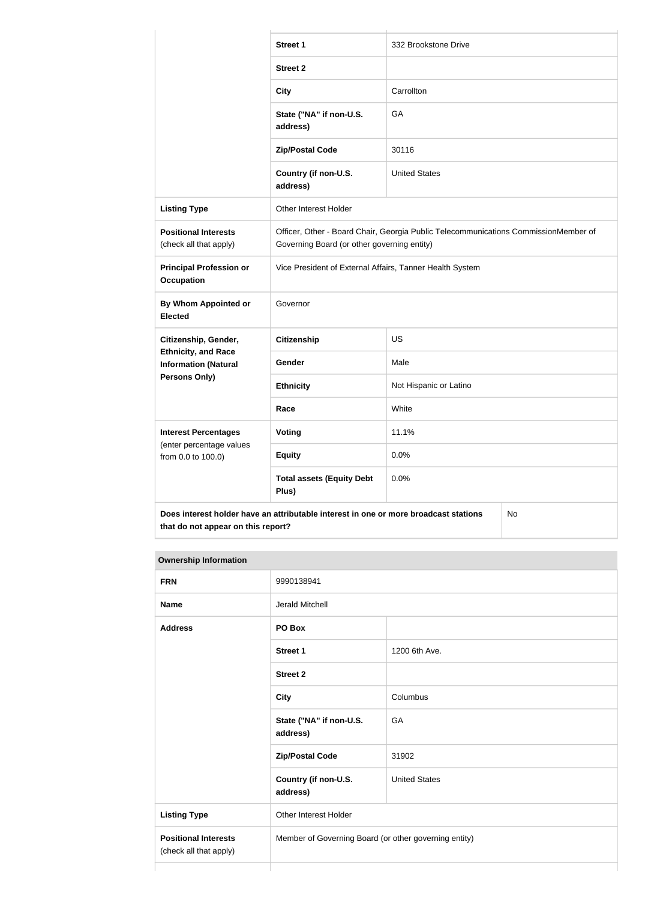| | | |
|---|---|---|
| | **Street 1** | 332 Brookstone Drive |
| | **Street 2** | |
| | **City** | Carrollton |
| | **State ("NA" if non-U.S. address)** | GA |
| | **Zip/Postal Code** | 30116 |
| | **Country (if non-U.S. address)** | United States |
| **Listing Type** | Other Interest Holder | |
| **Positional Interests** (check all that apply) | Officer, Other - Board Chair, Georgia Public Telecommunications CommissionMember of Governing Board (or other governing entity) | |
| **Principal Profession or Occupation** | Vice President of External Affairs, Tanner Health System | |
| **By Whom Appointed or Elected** | Governor | |
| **Citizenship, Gender, Ethnicity, and Race Information (Natural Persons Only)** | **Citizenship** | US |
| | **Gender** | Male |
| | **Ethnicity** | Not Hispanic or Latino |
| | **Race** | White |
| **Interest Percentages** (enter percentage values from 0.0 to 100.0) | **Voting** | 11.1% |
| | **Equity** | 0.0% |
| | **Total assets (Equity Debt Plus)** | 0.0% |
| **Does interest holder have an attributable interest in one or more broadcast stations that do not appear on this report?** | | No |

| **Ownership Information** | | |
|---|---|---|
| **FRN** | 9990138941 | |
| **Name** | Jerald Mitchell | |
| **Address** | **PO Box** | |
| | **Street 1** | 1200 6th Ave. |
| | **Street 2** | |
| | **City** | Columbus |
| | **State ("NA" if non-U.S. address)** | GA |
| | **Zip/Postal Code** | 31902 |
| | **Country (if non-U.S. address)** | United States |
| **Listing Type** | Other Interest Holder | |
| **Positional Interests** (check all that apply) | Member of Governing Board (or other governing entity) | |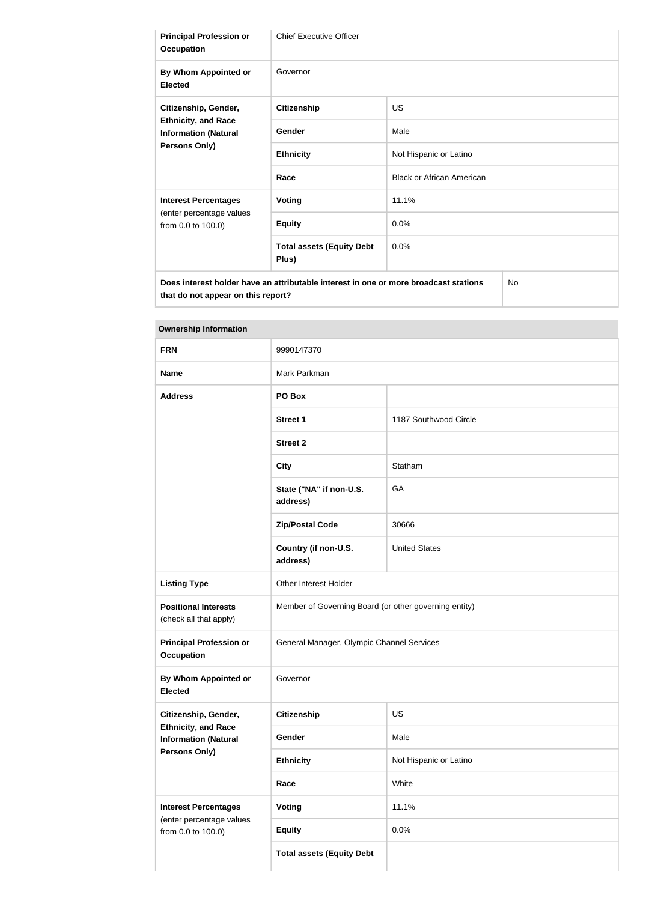| **Principal Profession or Occupation** | Chief Executive Officer | |
| --- | --- | --- |
| **By Whom Appointed or Elected** | Governor | |
| **Citizenship, Gender, Ethnicity, and Race Information (Natural Persons Only)** | **Citizenship** | US |
| | **Gender** | Male |
| | **Ethnicity** | Not Hispanic or Latino |
| | **Race** | Black or African American |
| **Interest Percentages** (enter percentage values from 0.0 to 100.0) | **Voting** | 11.1% |
| | **Equity** | 0.0% |
| | **Total assets (Equity Debt Plus)** | 0.0% |
| **Does interest holder have an attributable interest in one or more broadcast stations that do not appear on this report?** | | No |

| **Ownership Information** | | |
| --- | --- | --- |
| **FRN** | 9990147370 | |
| **Name** | Mark Parkman | |
| **Address** | **PO Box** | |
| | **Street 1** | 1187 Southwood Circle |
| | **Street 2** | |
| | **City** | Statham |
| | **State ("NA" if non-U.S. address)** | GA |
| | **Zip/Postal Code** | 30666 |
| | **Country (if non-U.S. address)** | United States |
| **Listing Type** | Other Interest Holder | |
| **Positional Interests** (check all that apply) | Member of Governing Board (or other governing entity) | |
| **Principal Profession or Occupation** | General Manager, Olympic Channel Services | |
| **By Whom Appointed or Elected** | Governor | |
| **Citizenship, Gender, Ethnicity, and Race Information (Natural Persons Only)** | **Citizenship** | US |
| | **Gender** | Male |
| | **Ethnicity** | Not Hispanic or Latino |
| | **Race** | White |
| **Interest Percentages** (enter percentage values from 0.0 to 100.0) | **Voting** | 11.1% |
| | **Equity** | 0.0% |
| | **Total assets (Equity Debt** | |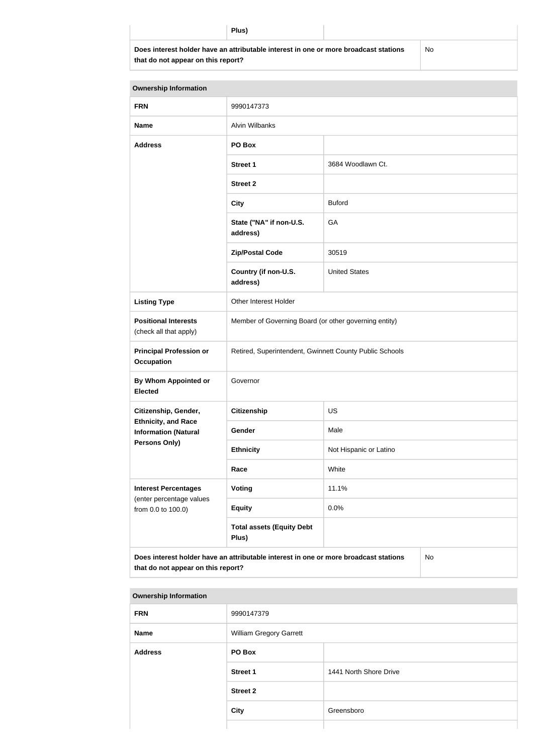| | Plus) | |
|---|---|---|
| **Does interest holder have an attributable interest in one or more broadcast stations that do not appear on this report?** | | No |

| **Ownership Information** | | |
|---|---|---|
| **FRN** | 9990147373 | |
| **Name** | Alvin Wilbanks | |
| **Address** | **PO Box** | |
| | **Street 1** | 3684 Woodlawn Ct. |
| | **Street 2** | |
| | **City** | Buford |
| | **State ("NA" if non-U.S. address)** | GA |
| | **Zip/Postal Code** | 30519 |
| | **Country (if non-U.S. address)** | United States |
| **Listing Type** | Other Interest Holder | |
| **Positional Interests** (check all that apply) | Member of Governing Board (or other governing entity) | |
| **Principal Profession or Occupation** | Retired, Superintendent, Gwinnett County Public Schools | |
| **By Whom Appointed or Elected** | Governor | |
| **Citizenship, Gender, Ethnicity, and Race Information (Natural Persons Only)** | **Citizenship** | US |
| | **Gender** | Male |
| | **Ethnicity** | Not Hispanic or Latino |
| | **Race** | White |
| **Interest Percentages** (enter percentage values from 0.0 to 100.0) | **Voting** | 11.1% |
| | **Equity** | 0.0% |
| | **Total assets (Equity Debt Plus)** | |
| **Does interest holder have an attributable interest in one or more broadcast stations that do not appear on this report?** | | No |

| **Ownership Information** | | |
|---|---|---|
| **FRN** | 9990147379 | |
| **Name** | William Gregory Garrett | |
| **Address** | **PO Box** | |
| | **Street 1** | 1441 North Shore Drive |
| | **Street 2** | |
| | **City** | Greensboro |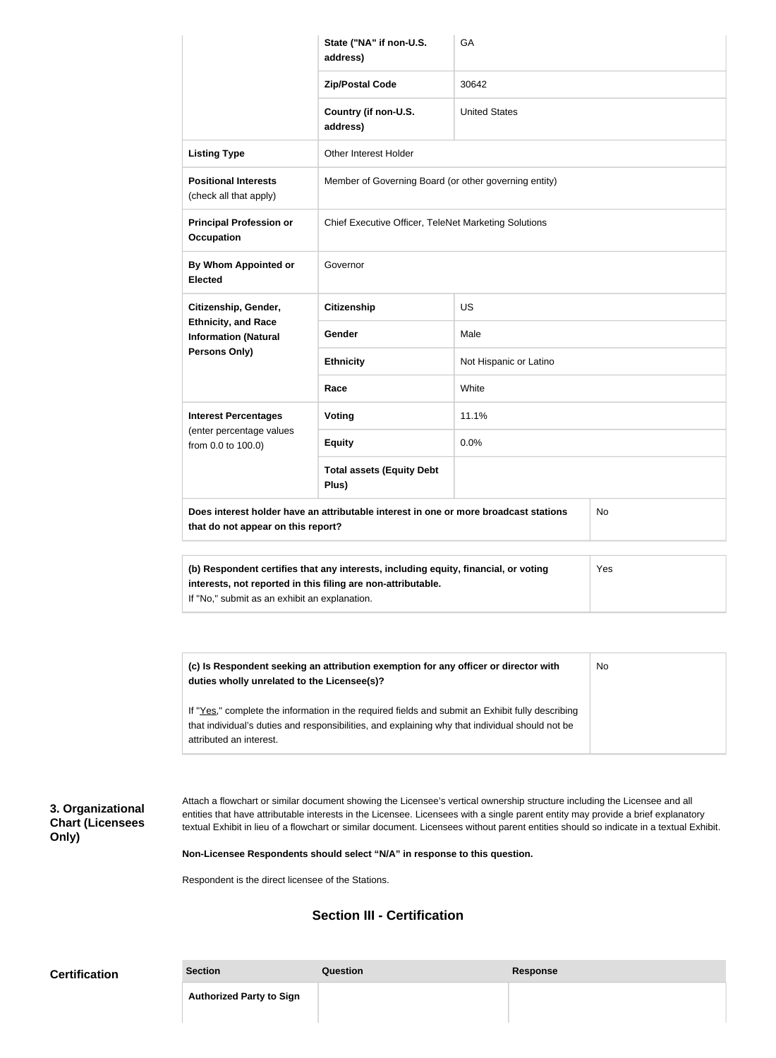| | | |
|---|---|---|
| | State ("NA" if non-U.S. address) | GA |
| | Zip/Postal Code | 30642 |
| | Country (if non-U.S. address) | United States |
| **Listing Type** | Other Interest Holder | |
| **Positional Interests** (check all that apply) | Member of Governing Board (or other governing entity) | |
| **Principal Profession or Occupation** | Chief Executive Officer, TeleNet Marketing Solutions | |
| **By Whom Appointed or Elected** | Governor | |
| **Citizenship, Gender, Ethnicity, and Race Information (Natural Persons Only)** | **Citizenship** | US |
| | **Gender** | Male |
| | **Ethnicity** | Not Hispanic or Latino |
| | **Race** | White |
| **Interest Percentages** (enter percentage values from 0.0 to 100.0) | **Voting** | 11.1% |
| | **Equity** | 0.0% |
| | **Total assets (Equity Debt Plus)** | |
| **Does interest holder have an attributable interest in one or more broadcast stations that do not appear on this report?** | | No |

| | |
|---|---|
| **(b) Respondent certifies that any interests, including equity, financial, or voting interests, not reported in this filing are non-attributable.** If "No," submit as an exhibit an explanation. | Yes |

| | |
|---|---|
| **(c) Is Respondent seeking an attribution exemption for any officer or director with duties wholly unrelated to the Licensee(s)?** If "Yes," complete the information in the required fields and submit an Exhibit fully describing that individual's duties and responsibilities, and explaining why that individual should not be attributed an interest. | No |

### 3. Organizational Chart (Licensees Only)

Attach a flowchart or similar document showing the Licensee's vertical ownership structure including the Licensee and all entities that have attributable interests in the Licensee. Licensees with a single parent entity may provide a brief explanatory textual Exhibit in lieu of a flowchart or similar document. Licensees without parent entities should so indicate in a textual Exhibit.

**Non-Licensee Respondents should select "N/A" in response to this question.**

Respondent is the direct licensee of the Stations.

## Section III - Certification

**Certification**

| Section | Question | Response |
|---|---|---|
| **Authorized Party to Sign** | | |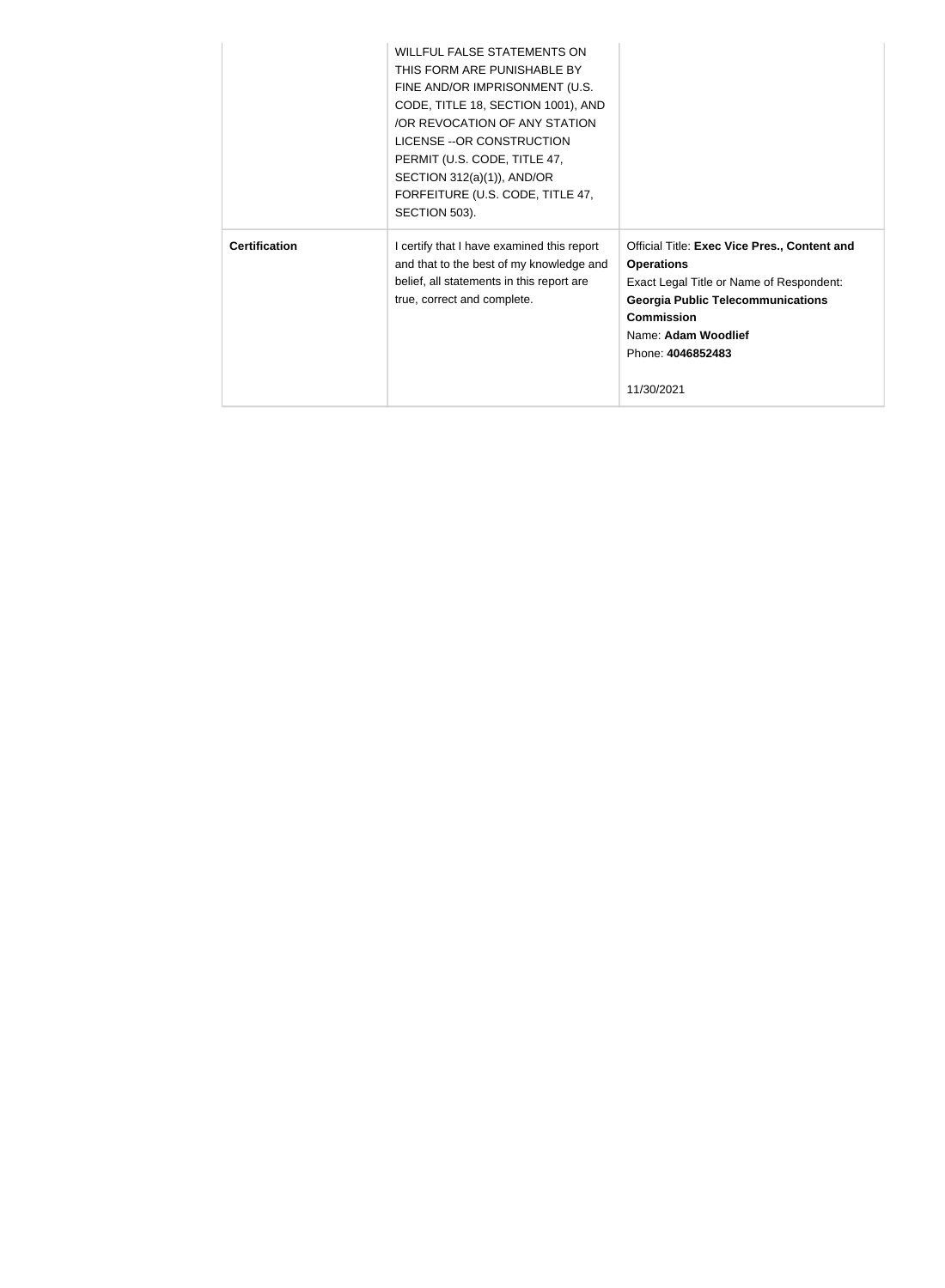| | | |
|---|---|---|
| | WILLFUL FALSE STATEMENTS ON THIS FORM ARE PUNISHABLE BY FINE AND/OR IMPRISONMENT (U.S. CODE, TITLE 18, SECTION 1001), AND /OR REVOCATION OF ANY STATION LICENSE --OR CONSTRUCTION PERMIT (U.S. CODE, TITLE 47, SECTION 312(a)(1)), AND/OR FORFEITURE (U.S. CODE, TITLE 47, SECTION 503). | |
| **Certification** | I certify that I have examined this report and that to the best of my knowledge and belief, all statements in this report are true, correct and complete. | Official Title: **Exec Vice Pres., Content and Operations**<br>Exact Legal Title or Name of Respondent: **Georgia Public Telecommunications Commission**<br>Name: **Adam Woodlief**<br>Phone: **4046852483**<br><br>11/30/2021 |